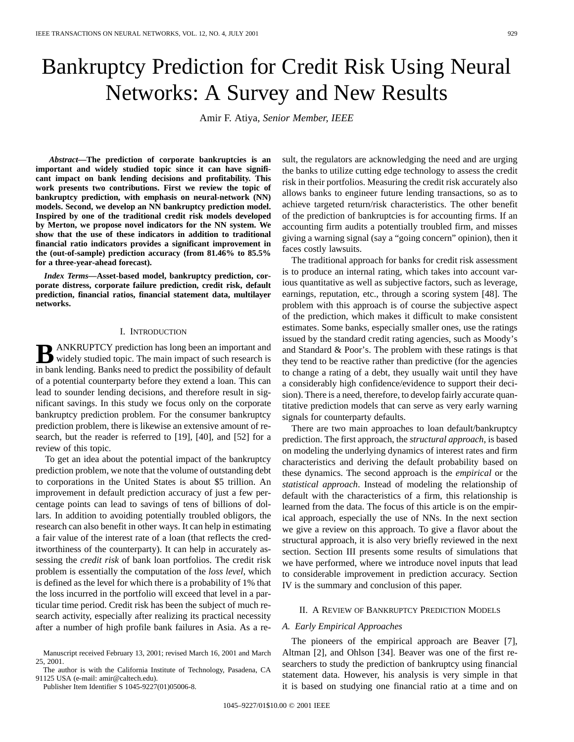# Bankruptcy Prediction for Credit Risk Using Neural Networks: A Survey and New Results

Amir F. Atiya, *Senior Member, IEEE*

***Abstract*—The prediction of corporate bankruptcies is an important and widely studied topic since it can have significant impact on bank lending decisions and profitability. This work presents two contributions. First we review the topic of bankruptcy prediction, with emphasis on neural-network (NN) models. Second, we develop an NN bankruptcy prediction model. Inspired by one of the traditional credit risk models developed by Merton, we propose novel indicators for the NN system. We show that the use of these indicators in addition to traditional financial ratio indicators provides a significant improvement in the (out-of-sample) prediction accuracy (from 81.46% to 85.5% for a three-year-ahead forecast).**

***Index Terms*—Asset-based model, bankruptcy prediction, corporate distress, corporate failure prediction, credit risk, default prediction, financial ratios, financial statement data, multilayer networks.**

## I. Introduction

Bankruptcy prediction has long been an important and widely studied topic. The main impact of such research is in bank lending. Banks need to predict the possibility of default of a potential counterparty before they extend a loan. This can lead to sounder lending decisions, and therefore result in significant savings. In this study we focus only on the corporate bankruptcy prediction problem. For the consumer bankruptcy prediction problem, there is likewise an extensive amount of research, but the reader is referred to [19], [40], and [52] for a review of this topic.

To get an idea about the potential impact of the bankruptcy prediction problem, we note that the volume of outstanding debt to corporations in the United States is about $5 trillion. An improvement in default prediction accuracy of just a few percentage points can lead to savings of tens of billions of dollars. In addition to avoiding potentially troubled obligors, the research can also benefit in other ways. It can help in estimating a fair value of the interest rate of a loan (that reflects the creditworthiness of the counterparty). It can help in accurately assessing the *credit risk* of bank loan portfolios. The credit risk problem is essentially the computation of the *loss level*, which is defined as the level for which there is a probability of 1% that the loss incurred in the portfolio will exceed that level in a particular time period. Credit risk has been the subject of much research activity, especially after realizing its practical necessity after a number of high profile bank failures in Asia. As a result, the regulators are acknowledging the need and are urging the banks to utilize cutting edge technology to assess the credit risk in their portfolios. Measuring the credit risk accurately also allows banks to engineer future lending transactions, so as to achieve targeted return/risk characteristics. The other benefit of the prediction of bankruptcies is for accounting firms. If an accounting firm audits a potentially troubled firm, and misses giving a warning signal (say a "going concern" opinion), then it faces costly lawsuits.

The traditional approach for banks for credit risk assessment is to produce an internal rating, which takes into account various quantitative as well as subjective factors, such as leverage, earnings, reputation, etc., through a scoring system [48]. The problem with this approach is of course the subjective aspect of the prediction, which makes it difficult to make consistent estimates. Some banks, especially smaller ones, use the ratings issued by the standard credit rating agencies, such as Moody's and Standard & Poor's. The problem with these ratings is that they tend to be reactive rather than predictive (for the agencies to change a rating of a debt, they usually wait until they have a considerably high confidence/evidence to support their decision). There is a need, therefore, to develop fairly accurate quantitative prediction models that can serve as very early warning signals for counterparty defaults.

There are two main approaches to loan default/bankruptcy prediction. The first approach, the *structural approach*, is based on modeling the underlying dynamics of interest rates and firm characteristics and deriving the default probability based on these dynamics. The second approach is the *empirical* or the *statistical approach*. Instead of modeling the relationship of default with the characteristics of a firm, this relationship is learned from the data. The focus of this article is on the empirical approach, especially the use of NNs. In the next section we give a review on this approach. To give a flavor about the structural approach, it is also very briefly reviewed in the next section. Section III presents some results of simulations that we have performed, where we introduce novel inputs that lead to considerable improvement in prediction accuracy. Section IV is the summary and conclusion of this paper.

## II. A Review of Bankruptcy Prediction Models

### A. Early Empirical Approaches

The pioneers of the empirical approach are Beaver [7], Altman [2], and Ohlson [34]. Beaver was one of the first researchers to study the prediction of bankruptcy using financial statement data. However, his analysis is very simple in that it is based on studying one financial ratio at a time and on

Manuscript received February 13, 2001; revised March 16, 2001 and March 25, 2001.

The author is with the California Institute of Technology, Pasadena, CA 91125 USA (e-mail: amir@caltech.edu).

Publisher Item Identifier S 1045-9227(01)05006-8.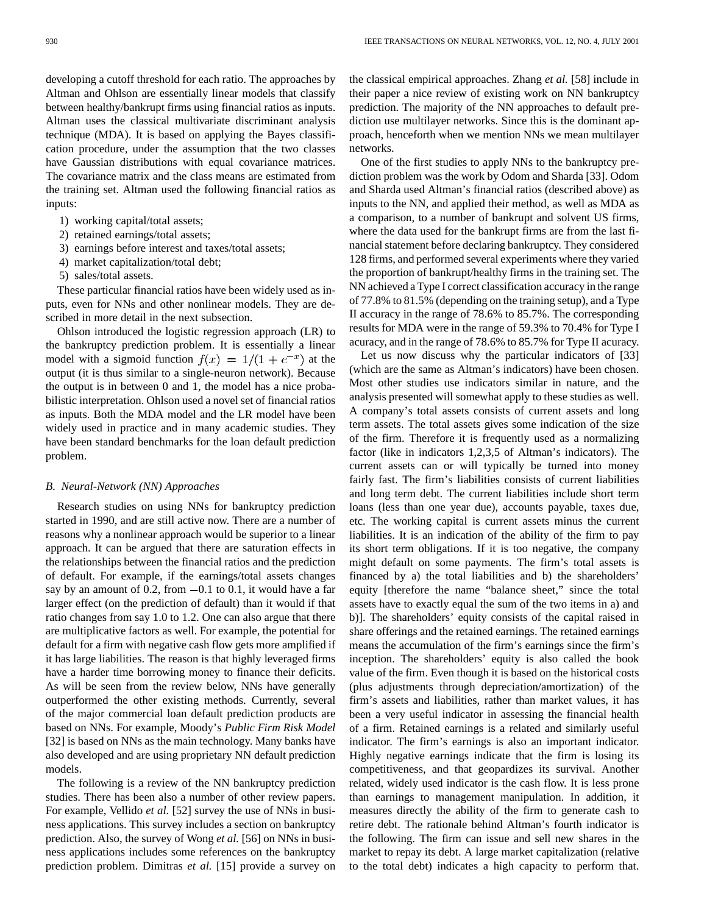developing a cutoff threshold for each ratio. The approaches by Altman and Ohlson are essentially linear models that classify between healthy/bankrupt firms using financial ratios as inputs. Altman uses the classical multivariate discriminant analysis technique (MDA). It is based on applying the Bayes classification procedure, under the assumption that the two classes have Gaussian distributions with equal covariance matrices. The covariance matrix and the class means are estimated from the training set. Altman used the following financial ratios as inputs:

1) working capital/total assets;
2) retained earnings/total assets;
3) earnings before interest and taxes/total assets;
4) market capitalization/total debt;
5) sales/total assets.

These particular financial ratios have been widely used as inputs, even for NNs and other nonlinear models. They are described in more detail in the next subsection.

Ohlson introduced the logistic regression approach (LR) to the bankruptcy prediction problem. It is essentially a linear model with a sigmoid function $f(x) = 1/(1 + e^{-x})$ at the output (it is thus similar to a single-neuron network). Because the output is in between 0 and 1, the model has a nice probabilistic interpretation. Ohlson used a novel set of financial ratios as inputs. Both the MDA model and the LR model have been widely used in practice and in many academic studies. They have been standard benchmarks for the loan default prediction problem.

### B. Neural-Network (NN) Approaches

Research studies on using NNs for bankruptcy prediction started in 1990, and are still active now. There are a number of reasons why a nonlinear approach would be superior to a linear approach. It can be argued that there are saturation effects in the relationships between the financial ratios and the prediction of default. For example, if the earnings/total assets changes say by an amount of 0.2, from $-0.1$ to 0.1, it would have a far larger effect (on the prediction of default) than it would if that ratio changes from say 1.0 to 1.2. One can also argue that there are multiplicative factors as well. For example, the potential for default for a firm with negative cash flow gets more amplified if it has large liabilities. The reason is that highly leveraged firms have a harder time borrowing money to finance their deficits. As will be seen from the review below, NNs have generally outperformed the other existing methods. Currently, several of the major commercial loan default prediction products are based on NNs. For example, Moody's *Public Firm Risk Model* [32] is based on NNs as the main technology. Many banks have also developed and are using proprietary NN default prediction models.

The following is a review of the NN bankruptcy prediction studies. There has been also a number of other review papers. For example, Vellido *et al.* [52] survey the use of NNs in business applications. This survey includes a section on bankruptcy prediction. Also, the survey of Wong *et al.* [56] on NNs in business applications includes some references on the bankruptcy prediction problem. Dimitras *et al.* [15] provide a survey on the classical empirical approaches. Zhang *et al.* [58] include in their paper a nice review of existing work on NN bankruptcy prediction. The majority of the NN approaches to default prediction use multilayer networks. Since this is the dominant approach, henceforth when we mention NNs we mean multilayer networks.

One of the first studies to apply NNs to the bankruptcy prediction problem was the work by Odom and Sharda [33]. Odom and Sharda used Altman's financial ratios (described above) as inputs to the NN, and applied their method, as well as MDA as a comparison, to a number of bankrupt and solvent US firms, where the data used for the bankrupt firms are from the last financial statement before declaring bankruptcy. They considered 128 firms, and performed several experiments where they varied the proportion of bankrupt/healthy firms in the training set. The NN achieved a Type I correct classification accuracy in the range of 77.8% to 81.5% (depending on the training setup), and a Type II accuracy in the range of 78.6% to 85.7%. The corresponding results for MDA were in the range of 59.3% to 70.4% for Type I acuracy, and in the range of 78.6% to 85.7% for Type II acuracy.

Let us now discuss why the particular indicators of [33] (which are the same as Altman's indicators) have been chosen. Most other studies use indicators similar in nature, and the analysis presented will somewhat apply to these studies as well. A company's total assets consists of current assets and long term assets. The total assets gives some indication of the size of the firm. Therefore it is frequently used as a normalizing factor (like in indicators 1,2,3,5 of Altman's indicators). The current assets can or will typically be turned into money fairly fast. The firm's liabilities consists of current liabilities and long term debt. The current liabilities include short term loans (less than one year due), accounts payable, taxes due, etc. The working capital is current assets minus the current liabilities. It is an indication of the ability of the firm to pay its short term obligations. If it is too negative, the company might default on some payments. The firm's total assets is financed by a) the total liabilities and b) the shareholders' equity [therefore the name "balance sheet," since the total assets have to exactly equal the sum of the two items in a) and b)]. The shareholders' equity consists of the capital raised in share offerings and the retained earnings. The retained earnings means the accumulation of the firm's earnings since the firm's inception. The shareholders' equity is also called the book value of the firm. Even though it is based on the historical costs (plus adjustments through depreciation/amortization) of the firm's assets and liabilities, rather than market values, it has been a very useful indicator in assessing the financial health of a firm. Retained earnings is a related and similarly useful indicator. The firm's earnings is also an important indicator. Highly negative earnings indicate that the firm is losing its competitiveness, and that geopardizes its survival. Another related, widely used indicator is the cash flow. It is less prone than earnings to management manipulation. In addition, it measures directly the ability of the firm to generate cash to retire debt. The rationale behind Altman's fourth indicator is the following. The firm can issue and sell new shares in the market to repay its debt. A large market capitalization (relative to the total debt) indicates a high capacity to perform that.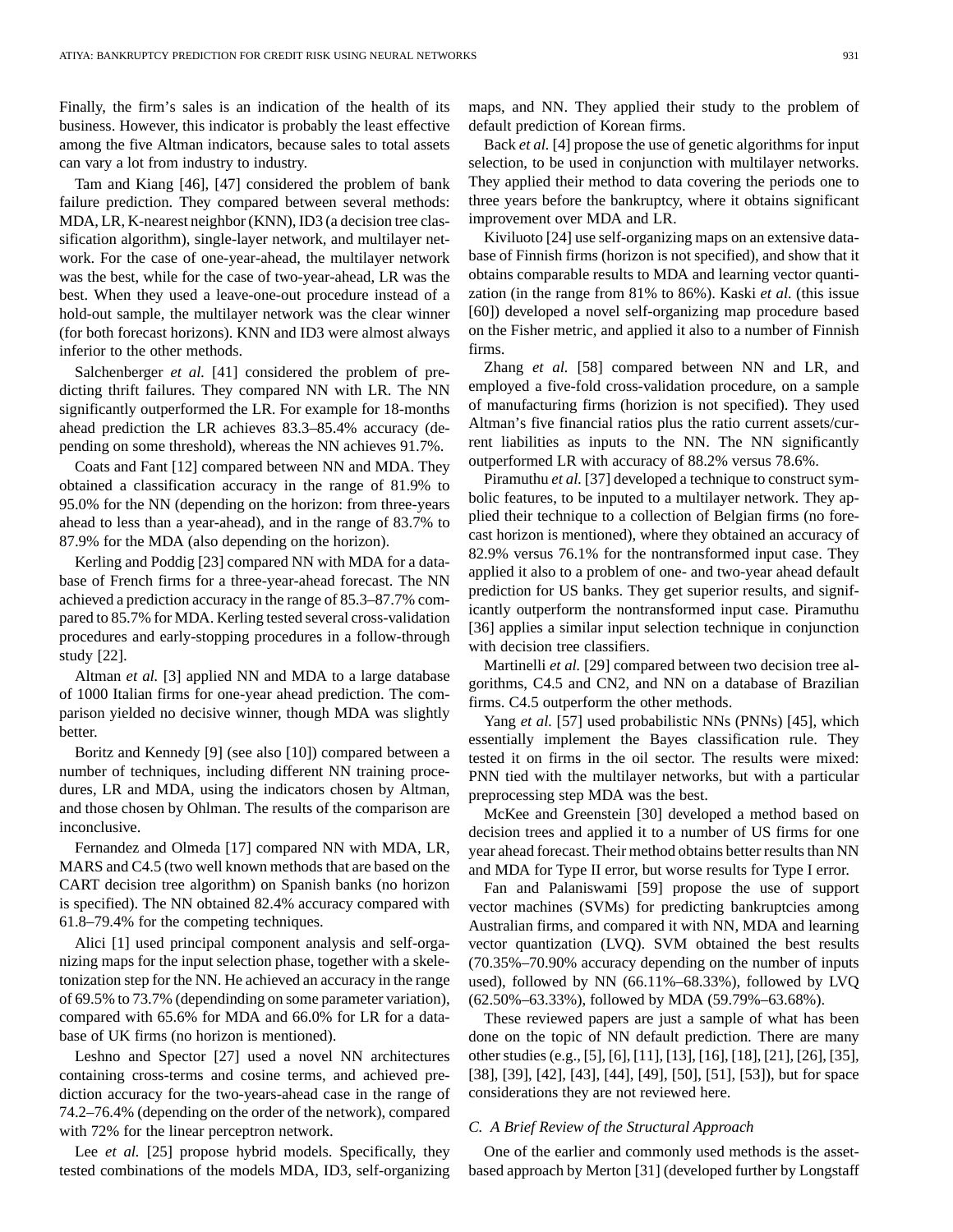Finally, the firm's sales is an indication of the health of its business. However, this indicator is probably the least effective among the five Altman indicators, because sales to total assets can vary a lot from industry to industry.

Tam and Kiang [46], [47] considered the problem of bank failure prediction. They compared between several methods: MDA, LR, K-nearest neighbor (KNN), ID3 (a decision tree classification algorithm), single-layer network, and multilayer network. For the case of one-year-ahead, the multilayer network was the best, while for the case of two-year-ahead, LR was the best. When they used a leave-one-out procedure instead of a hold-out sample, the multilayer network was the clear winner (for both forecast horizons). KNN and ID3 were almost always inferior to the other methods.

Salchenberger *et al.* [41] considered the problem of predicting thrift failures. They compared NN with LR. The NN significantly outperformed the LR. For example for 18-months ahead prediction the LR achieves 83.3–85.4% accuracy (depending on some threshold), whereas the NN achieves 91.7%.

Coats and Fant [12] compared between NN and MDA. They obtained a classification accuracy in the range of 81.9% to 95.0% for the NN (depending on the horizon: from three-years ahead to less than a year-ahead), and in the range of 83.7% to 87.9% for the MDA (also depending on the horizon).

Kerling and Poddig [23] compared NN with MDA for a database of French firms for a three-year-ahead forecast. The NN achieved a prediction accuracy in the range of 85.3–87.7% compared to 85.7% for MDA. Kerling tested several cross-validation procedures and early-stopping procedures in a follow-through study [22].

Altman *et al.* [3] applied NN and MDA to a large database of 1000 Italian firms for one-year ahead prediction. The comparison yielded no decisive winner, though MDA was slightly better.

Boritz and Kennedy [9] (see also [10]) compared between a number of techniques, including different NN training procedures, LR and MDA, using the indicators chosen by Altman, and those chosen by Ohlman. The results of the comparison are inconclusive.

Fernandez and Olmeda [17] compared NN with MDA, LR, MARS and C4.5 (two well known methods that are based on the CART decision tree algorithm) on Spanish banks (no horizon is specified). The NN obtained 82.4% accuracy compared with 61.8–79.4% for the competing techniques.

Alici [1] used principal component analysis and self-organizing maps for the input selection phase, together with a skeletonization step for the NN. He achieved an accuracy in the range of 69.5% to 73.7% (dependinding on some parameter variation), compared with 65.6% for MDA and 66.0% for LR for a database of UK firms (no horizon is mentioned).

Leshno and Spector [27] used a novel NN architectures containing cross-terms and cosine terms, and achieved prediction accuracy for the two-years-ahead case in the range of 74.2–76.4% (depending on the order of the network), compared with 72% for the linear perceptron network.

Lee *et al.* [25] propose hybrid models. Specifically, they tested combinations of the models MDA, ID3, self-organizing maps, and NN. They applied their study to the problem of default prediction of Korean firms.

Back *et al.* [4] propose the use of genetic algorithms for input selection, to be used in conjunction with multilayer networks. They applied their method to data covering the periods one to three years before the bankruptcy, where it obtains significant improvement over MDA and LR.

Kiviluoto [24] use self-organizing maps on an extensive database of Finnish firms (horizon is not specified), and show that it obtains comparable results to MDA and learning vector quantization (in the range from 81% to 86%). Kaski *et al.* (this issue [60]) developed a novel self-organizing map procedure based on the Fisher metric, and applied it also to a number of Finnish firms.

Zhang *et al.* [58] compared between NN and LR, and employed a five-fold cross-validation procedure, on a sample of manufacturing firms (horizion is not specified). They used Altman's five financial ratios plus the ratio current assets/current liabilities as inputs to the NN. The NN significantly outperformed LR with accuracy of 88.2% versus 78.6%.

Piramuthu *et al.* [37] developed a technique to construct symbolic features, to be inputed to a multilayer network. They applied their technique to a collection of Belgian firms (no forecast horizon is mentioned), where they obtained an accuracy of 82.9% versus 76.1% for the nontransformed input case. They applied it also to a problem of one- and two-year ahead default prediction for US banks. They get superior results, and significantly outperform the nontransformed input case. Piramuthu [36] applies a similar input selection technique in conjunction with decision tree classifiers.

Martinelli *et al.* [29] compared between two decision tree algorithms, C4.5 and CN2, and NN on a database of Brazilian firms. C4.5 outperform the other methods.

Yang *et al.* [57] used probabilistic NNs (PNNs) [45], which essentially implement the Bayes classification rule. They tested it on firms in the oil sector. The results were mixed: PNN tied with the multilayer networks, but with a particular preprocessing step MDA was the best.

McKee and Greenstein [30] developed a method based on decision trees and applied it to a number of US firms for one year ahead forecast. Their method obtains better results than NN and MDA for Type II error, but worse results for Type I error.

Fan and Palaniswami [59] propose the use of support vector machines (SVMs) for predicting bankruptcies among Australian firms, and compared it with NN, MDA and learning vector quantization (LVQ). SVM obtained the best results (70.35%–70.90% accuracy depending on the number of inputs used), followed by NN (66.11%–68.33%), followed by LVQ (62.50%–63.33%), followed by MDA (59.79%–63.68%).

These reviewed papers are just a sample of what has been done on the topic of NN default prediction. There are many other studies (e.g., [5], [6], [11], [13], [16], [18], [21], [26], [35], [38], [39], [42], [43], [44], [49], [50], [51], [53]), but for space considerations they are not reviewed here.

### C. A Brief Review of the Structural Approach

One of the earlier and commonly used methods is the asset-based approach by Merton [31] (developed further by Longstaff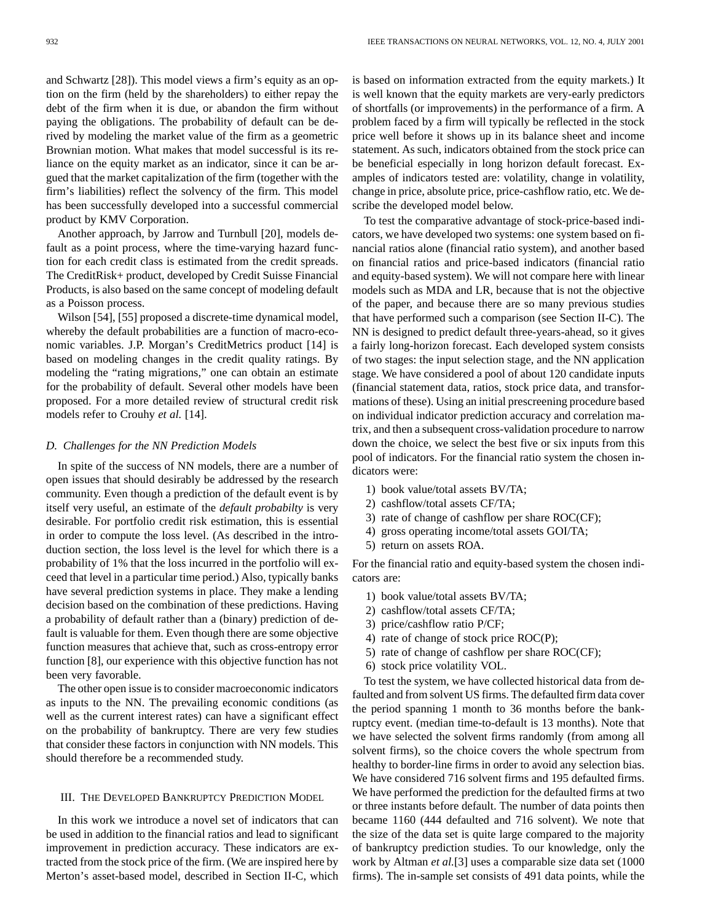and Schwartz [28]). This model views a firm's equity as an option on the firm (held by the shareholders) to either repay the debt of the firm when it is due, or abandon the firm without paying the obligations. The probability of default can be derived by modeling the market value of the firm as a geometric Brownian motion. What makes that model successful is its reliance on the equity market as an indicator, since it can be argued that the market capitalization of the firm (together with the firm's liabilities) reflect the solvency of the firm. This model has been successfully developed into a successful commercial product by KMV Corporation.

Another approach, by Jarrow and Turnbull [20], models default as a point process, where the time-varying hazard function for each credit class is estimated from the credit spreads. The CreditRisk+ product, developed by Credit Suisse Financial Products, is also based on the same concept of modeling default as a Poisson process.

Wilson [54], [55] proposed a discrete-time dynamical model, whereby the default probabilities are a function of macro-economic variables. J.P. Morgan's CreditMetrics product [14] is based on modeling changes in the credit quality ratings. By modeling the "rating migrations," one can obtain an estimate for the probability of default. Several other models have been proposed. For a more detailed review of structural credit risk models refer to Crouhy *et al.* [14].

### D. Challenges for the NN Prediction Models

In spite of the success of NN models, there are a number of open issues that should desirably be addressed by the research community. Even though a prediction of the default event is by itself very useful, an estimate of the *default probabilty* is very desirable. For portfolio credit risk estimation, this is essential in order to compute the loss level. (As described in the introduction section, the loss level is the level for which there is a probability of 1% that the loss incurred in the portfolio will exceed that level in a particular time period.) Also, typically banks have several prediction systems in place. They make a lending decision based on the combination of these predictions. Having a probability of default rather than a (binary) prediction of default is valuable for them. Even though there are some objective function measures that achieve that, such as cross-entropy error function [8], our experience with this objective function has not been very favorable.

The other open issue is to consider macroeconomic indicators as inputs to the NN. The prevailing economic conditions (as well as the current interest rates) can have a significant effect on the probability of bankruptcy. There are very few studies that consider these factors in conjunction with NN models. This should therefore be a recommended study.

## III. The Developed Bankruptcy Prediction Model

In this work we introduce a novel set of indicators that can be used in addition to the financial ratios and lead to significant improvement in prediction accuracy. These indicators are extracted from the stock price of the firm. (We are inspired here by Merton's asset-based model, described in Section II-C, which is based on information extracted from the equity markets.) It is well known that the equity markets are very-early predictors of shortfalls (or improvements) in the performance of a firm. A problem faced by a firm will typically be reflected in the stock price well before it shows up in its balance sheet and income statement. As such, indicators obtained from the stock price can be beneficial especially in long horizon default forecast. Examples of indicators tested are: volatility, change in volatility, change in price, absolute price, price-cashflow ratio, etc. We describe the developed model below.

To test the comparative advantage of stock-price-based indicators, we have developed two systems: one system based on financial ratios alone (financial ratio system), and another based on financial ratios and price-based indicators (financial ratio and equity-based system). We will not compare here with linear models such as MDA and LR, because that is not the objective of the paper, and because there are so many previous studies that have performed such a comparison (see Section II-C). The NN is designed to predict default three-years-ahead, so it gives a fairly long-horizon forecast. Each developed system consists of two stages: the input selection stage, and the NN application stage. We have considered a pool of about 120 candidate inputs (financial statement data, ratios, stock price data, and transformations of these). Using an initial prescreening procedure based on individual indicator prediction accuracy and correlation matrix, and then a subsequent cross-validation procedure to narrow down the choice, we select the best five or six inputs from this pool of indicators. For the financial ratio system the chosen indicators were:

1) book value/total assets BV/TA;
2) cashflow/total assets CF/TA;
3) rate of change of cashflow per share ROC(CF);
4) gross operating income/total assets GOI/TA;
5) return on assets ROA.

For the financial ratio and equity-based system the chosen indicators are:

1) book value/total assets BV/TA;
2) cashflow/total assets CF/TA;
3) price/cashflow ratio P/CF;
4) rate of change of stock price ROC(P);
5) rate of change of cashflow per share ROC(CF);
6) stock price volatility VOL.

To test the system, we have collected historical data from defaulted and from solvent US firms. The defaulted firm data cover the period spanning 1 month to 36 months before the bankruptcy event. (median time-to-default is 13 months). Note that we have selected the solvent firms randomly (from among all solvent firms), so the choice covers the whole spectrum from healthy to border-line firms in order to avoid any selection bias. We have considered 716 solvent firms and 195 defaulted firms. We have performed the prediction for the defaulted firms at two or three instants before default. The number of data points then became 1160 (444 defaulted and 716 solvent). We note that the size of the data set is quite large compared to the majority of bankruptcy prediction studies. To our knowledge, only the work by Altman *et al.*[3] uses a comparable size data set (1000 firms). The in-sample set consists of 491 data points, while the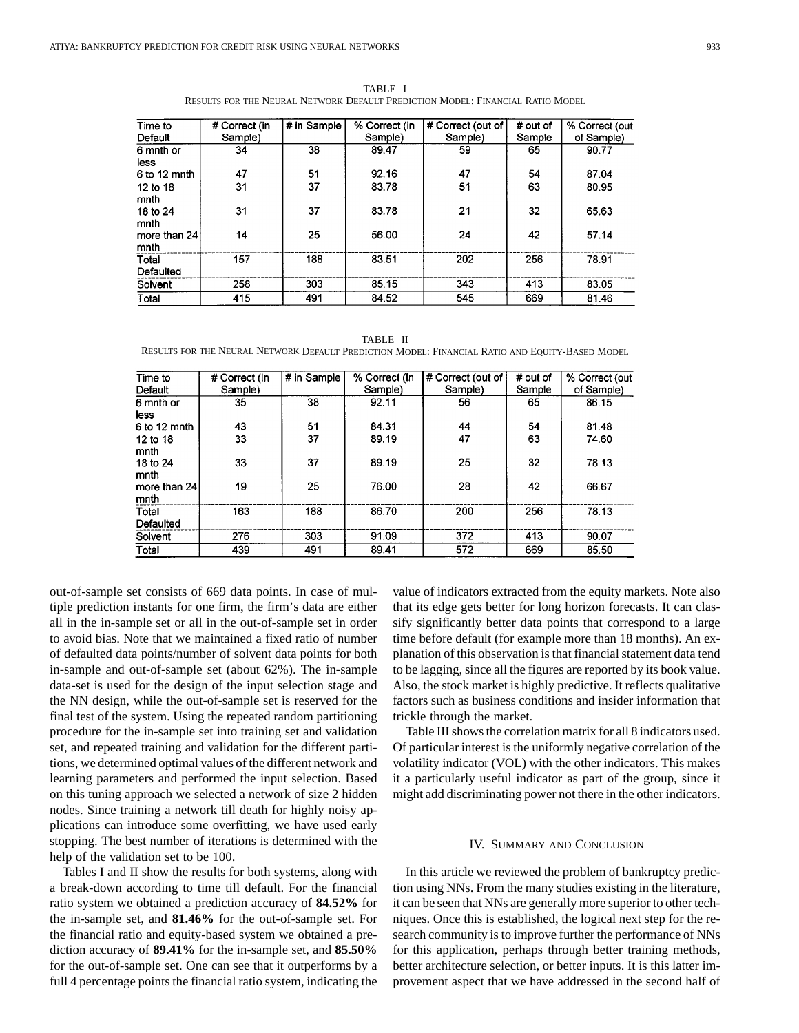TABLE I
RESULTS FOR THE NEURAL NETWORK DEFAULT PREDICTION MODEL: FINANCIAL RATIO MODEL

| Time to Default | # Correct (in Sample) | # in Sample | % Correct (in Sample) | # Correct (out of Sample) | # out of Sample | % Correct (out of Sample) |
|---|---|---|---|---|---|---|
| 6 mnth or less | 34 | 38 | 89.47 | 59 | 65 | 90.77 |
| 6 to 12 mnth | 47 | 51 | 92.16 | 47 | 54 | 87.04 |
| 12 to 18 mnth | 31 | 37 | 83.78 | 51 | 63 | 80.95 |
| 18 to 24 mnth | 31 | 37 | 83.78 | 21 | 32 | 65.63 |
| more than 24 mnth | 14 | 25 | 56.00 | 24 | 42 | 57.14 |
| Total Defaulted | 157 | 188 | 83.51 | 202 | 256 | 78.91 |
| Solvent | 258 | 303 | 85.15 | 343 | 413 | 83.05 |
| Total | 415 | 491 | 84.52 | 545 | 669 | 81.46 |

TABLE II
RESULTS FOR THE NEURAL NETWORK DEFAULT PREDICTION MODEL: FINANCIAL RATIO AND EQUITY-BASED MODEL

| Time to Default | # Correct (in Sample) | # in Sample | % Correct (in Sample) | # Correct (out of Sample) | # out of Sample | % Correct (out of Sample) |
|---|---|---|---|---|---|---|
| 6 mnth or less | 35 | 38 | 92.11 | 56 | 65 | 86.15 |
| 6 to 12 mnth | 43 | 51 | 84.31 | 44 | 54 | 81.48 |
| 12 to 18 mnth | 33 | 37 | 89.19 | 47 | 63 | 74.60 |
| 18 to 24 mnth | 33 | 37 | 89.19 | 25 | 32 | 78.13 |
| more than 24 mnth | 19 | 25 | 76.00 | 28 | 42 | 66.67 |
| Total Defaulted | 163 | 188 | 86.70 | 200 | 256 | 78.13 |
| Solvent | 276 | 303 | 91.09 | 372 | 413 | 90.07 |
| Total | 439 | 491 | 89.41 | 572 | 669 | 85.50 |

out-of-sample set consists of 669 data points. In case of multiple prediction instants for one firm, the firm's data are either all in the in-sample set or all in the out-of-sample set in order to avoid bias. Note that we maintained a fixed ratio of number of defaulted data points/number of solvent data points for both in-sample and out-of-sample set (about 62%). The in-sample data-set is used for the design of the input selection stage and the NN design, while the out-of-sample set is reserved for the final test of the system. Using the repeated random partitioning procedure for the in-sample set into training set and validation set, and repeated training and validation for the different partitions, we determined optimal values of the different network and learning parameters and performed the input selection. Based on this tuning approach we selected a network of size 2 hidden nodes. Since training a network till death for highly noisy applications can introduce some overfitting, we have used early stopping. The best number of iterations is determined with the help of the validation set to be 100.

Tables I and II show the results for both systems, along with a break-down according to time till default. For the financial ratio system we obtained a prediction accuracy of **84.52%** for the in-sample set, and **81.46%** for the out-of-sample set. For the financial ratio and equity-based system we obtained a prediction accuracy of **89.41%** for the in-sample set, and **85.50%** for the out-of-sample set. One can see that it outperforms by a full 4 percentage points the financial ratio system, indicating the value of indicators extracted from the equity markets. Note also that its edge gets better for long horizon forecasts. It can classify significantly better data points that correspond to a large time before default (for example more than 18 months). An explanation of this observation is that financial statement data tend to be lagging, since all the figures are reported by its book value. Also, the stock market is highly predictive. It reflects qualitative factors such as business conditions and insider information that trickle through the market.

Table III shows the correlation matrix for all 8 indicators used. Of particular interest is the uniformly negative correlation of the volatility indicator (VOL) with the other indicators. This makes it a particularly useful indicator as part of the group, since it might add discriminating power not there in the other indicators.

## IV. SUMMARY AND CONCLUSION

In this article we reviewed the problem of bankruptcy prediction using NNs. From the many studies existing in the literature, it can be seen that NNs are generally more superior to other techniques. Once this is established, the logical next step for the research community is to improve further the performance of NNs for this application, perhaps through better training methods, better architecture selection, or better inputs. It is this latter improvement aspect that we have addressed in the second half of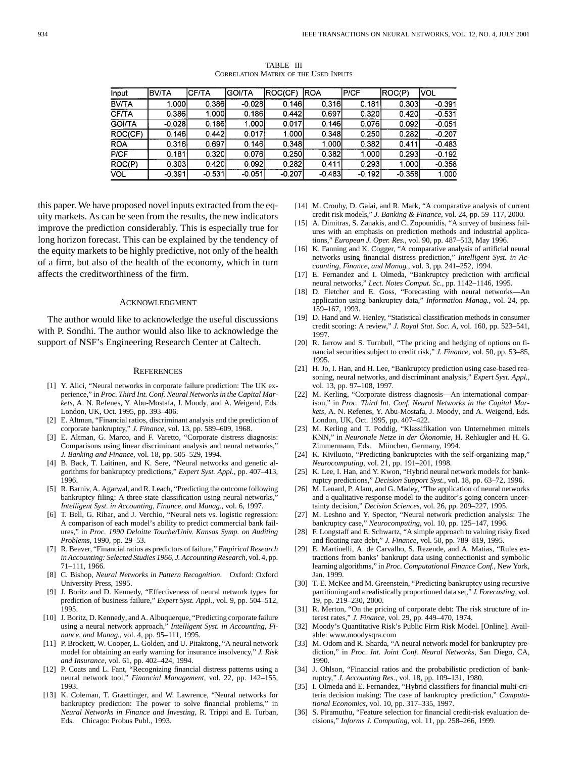TABLE III
CORRELATION MATRIX OF THE USED INPUTS

| Input | BV/TA | CF/TA | GOI/TA | ROC(CF) | ROA | P/CF | ROC(P) | VOL |
|---|---|---|---|---|---|---|---|---|
| BV/TA | 1.000 | 0.386 | -0.028 | 0.146 | 0.316 | 0.181 | 0.303 | -0.391 |
| CF/TA | 0.386 | 1.000 | 0.186 | 0.442 | 0.697 | 0.320 | 0.420 | -0.531 |
| GOI/TA | -0.028 | 0.186 | 1.000 | 0.017 | 0.146 | 0.076 | 0.092 | -0.051 |
| ROC(CF) | 0.146 | 0.442 | 0.017 | 1.000 | 0.348 | 0.250 | 0.282 | -0.207 |
| ROA | 0.316 | 0.697 | 0.146 | 0.348 | 1.000 | 0.382 | 0.411 | -0.483 |
| P/CF | 0.181 | 0.320 | 0.076 | 0.250 | 0.382 | 1.000 | 0.293 | -0.192 |
| ROC(P) | 0.303 | 0.420 | 0.092 | 0.282 | 0.411 | 0.293 | 1.000 | -0.358 |
| VOL | -0.391 | -0.531 | -0.051 | -0.207 | -0.483 | -0.192 | -0.358 | 1.000 |

this paper. We have proposed novel inputs extracted from the equity markets. As can be seen from the results, the new indicators improve the prediction considerably. This is especially true for long horizon forecast. This can be explained by the tendency of the equity markets to be highly predictive, not only of the health of a firm, but also of the health of the economy, which in turn affects the creditworthiness of the firm.

## ACKNOWLEDGMENT

The author would like to acknowledge the useful discussions with P. Sondhi. The author would also like to acknowledge the support of NSF's Engineering Research Center at Caltech.

## REFERENCES

[1] Y. Alici, "Neural networks in corporate failure prediction: The UK experience," in *Proc. Third Int. Conf. Neural Networks in the Capital Markets*, A. N. Refenes, Y. Abu-Mostafa, J. Moody, and A. Weigend, Eds. London, UK, Oct. 1995, pp. 393–406.

[2] E. Altman, "Financial ratios, discriminant analysis and the prediction of corporate bankruptcy," *J. Finance*, vol. 13, pp. 589–609, 1968.

[3] E. Altman, G. Marco, and F. Varetto, "Corporate distress diagnosis: Comparisons using linear discriminant analysis and neural networks," *J. Banking and Finance*, vol. 18, pp. 505–529, 1994.

[4] B. Back, T. Laitinen, and K. Sere, "Neural networks and genetic algorithms for bankruptcy predictions," *Expert Syst. Appl.*, pp. 407–413, 1996.

[5] R. Barniv, A. Agarwal, and R. Leach, "Predicting the outcome following bankruptcy filing: A three-state classification using neural networks," *Intelligent Syst. in Accounting, Finance, and Manag.*, vol. 6, 1997.

[6] T. Bell, G. Ribar, and J. Verchio, "Neural nets vs. logistic regression: A comparison of each model's ability to predict commercial bank failures," in *Proc. 1990 Deloitte Touche/Univ. Kansas Symp. on Auditing Problems*, 1990, pp. 29–53.

[7] R. Beaver, "Financial ratios as predictors of failure," *Empirical Research in Accounting: Selected Studies 1966, J. Accounting Research*, vol. 4, pp. 71–111, 1966.

[8] C. Bishop, *Neural Networks in Pattern Recognition*. Oxford: Oxford University Press, 1995.

[9] J. Boritz and D. Kennedy, "Effectiveness of neural network types for prediction of business failure," *Expert Syst. Appl.*, vol. 9, pp. 504–512, 1995.

[10] J. Boritz, D. Kennedy, and A. Albuquerque, "Predicting corporate failure using a neural network approach," *Intelligent Syst. in Accounting, Finance, and Manag.*, vol. 4, pp. 95–111, 1995.

[11] P. Brockett, W. Cooper, L. Golden, and U. Pitaktong, "A neural network model for obtaining an early warning for insurance insolvency," *J. Risk and Insurance*, vol. 61, pp. 402–424, 1994.

[12] P. Coats and L. Fant, "Recognizing financial distress patterns using a neural network tool," *Financial Management*, vol. 22, pp. 142–155, 1993.

[13] K. Coleman, T. Graettinger, and W. Lawrence, "Neural networks for bankruptcy prediction: The power to solve financial problems," in *Neural Networks in Finance and Investing*, R. Trippi and E. Turban, Eds. Chicago: Probus Publ., 1993.

[14] M. Crouhy, D. Galai, and R. Mark, "A comparative analysis of current credit risk models," *J. Banking & Finance*, vol. 24, pp. 59–117, 2000.

[15] A. Dimitras, S. Zanakis, and C. Zopounidis, "A survey of business failures with an emphasis on prediction methods and industrial applications," *European J. Oper. Res.*, vol. 90, pp. 487–513, May 1996.

[16] K. Fanning and K. Cogger, "A comparative analysis of artificial neural networks using financial distress prediction," *Intelligent Syst. in Accounting, Finance, and Manag.*, vol. 3, pp. 241–252, 1994.

[17] E. Fernandez and I. Olmeda, "Bankruptcy prediction with artificial neural networks," *Lect. Notes Comput. Sc.*, pp. 1142–1146, 1995.

[18] D. Fletcher and E. Goss, "Forecasting with neural networks—An application using bankruptcy data," *Information Manag.*, vol. 24, pp. 159–167, 1993.

[19] D. Hand and W. Henley, "Statistical classification methods in consumer credit scoring: A review," *J. Royal Stat. Soc. A*, vol. 160, pp. 523–541, 1997.

[20] R. Jarrow and S. Turnbull, "The pricing and hedging of options on financial securities subject to credit risk," *J. Finance*, vol. 50, pp. 53–85, 1995.

[21] H. Jo, I. Han, and H. Lee, "Bankruptcy prediction using case-based reasoning, neural networks, and discriminant analysis," *Expert Syst. Appl.*, vol. 13, pp. 97–108, 1997.

[22] M. Kerling, "Corporate distress diagnosis—An international comparison," in *Proc. Third Int. Conf. Neural Networks in the Capital Markets*, A. N. Refenes, Y. Abu-Mostafa, J. Moody, and A. Weigend, Eds. London, UK, Oct. 1995, pp. 407–422.

[23] M. Kerling and T. Poddig, "Klassifikation von Unternehmen mittels KNN," in *Neuronale Netze in der Ökonomie*, H. Rehkugler and H. G. Zimmermann, Eds. München, Germany, 1994.

[24] K. Kiviluoto, "Predicting bankruptcies with the self-organizing map," *Neurocomputing*, vol. 21, pp. 191–201, 1998.

[25] K. Lee, I. Han, and Y. Kwon, "Hybrid neural network models for bankruptcy predictions," *Decision Support Syst.*, vol. 18, pp. 63–72, 1996.

[26] M. Lenard, P. Alam, and G. Madey, "The application of neural networks and a qualitative response model to the auditor's going concern uncertainty decision," *Decision Sciences*, vol. 26, pp. 209–227, 1995.

[27] M. Leshno and Y. Spector, "Neural network prediction analysis: The bankruptcy case," *Neurocomputing*, vol. 10, pp. 125–147, 1996.

[28] F. Longstaff and E. Schwartz, "A simple approach to valuing risky fixed and floating rate debt," *J. Finance*, vol. 50, pp. 789–819, 1995.

[29] E. Martinelli, A. de Carvalho, S. Rezende, and A. Matias, "Rules extractions from banks' bankrupt data using connectionist and symbolic learning algorithms," in *Proc. Computational Finance Conf.*, New York, Jan. 1999.

[30] T. E. McKee and M. Greenstein, "Predicting bankruptcy using recursive partitioning and a realistically proportioned data set," *J. Forecasting*, vol. 19, pp. 219–230, 2000.

[31] R. Merton, "On the pricing of corporate debt: The risk structure of interest rates," *J. Finance*, vol. 29, pp. 449–470, 1974.

[32] Moody's Quantitative Risk's Public Firm Risk Model. [Online]. Available: www.moodysqra.com

[33] M. Odom and R. Sharda, "A neural network model for bankruptcy prediction," in *Proc. Int. Joint Conf. Neural Networks*, San Diego, CA, 1990.

[34] J. Ohlson, "Financial ratios and the probabilistic prediction of bankruptcy," *J. Accounting Res.*, vol. 18, pp. 109–131, 1980.

[35] I. Olmeda and E. Fernandez, "Hybrid classifiers for financial multi-criteria decision making: The case of bankruptcy prediction," *Computational Economics*, vol. 10, pp. 317–335, 1997.

[36] S. Piramuthu, "Feature selection for financial credit-risk evaluation decisions," *Informs J. Computing*, vol. 11, pp. 258–266, 1999.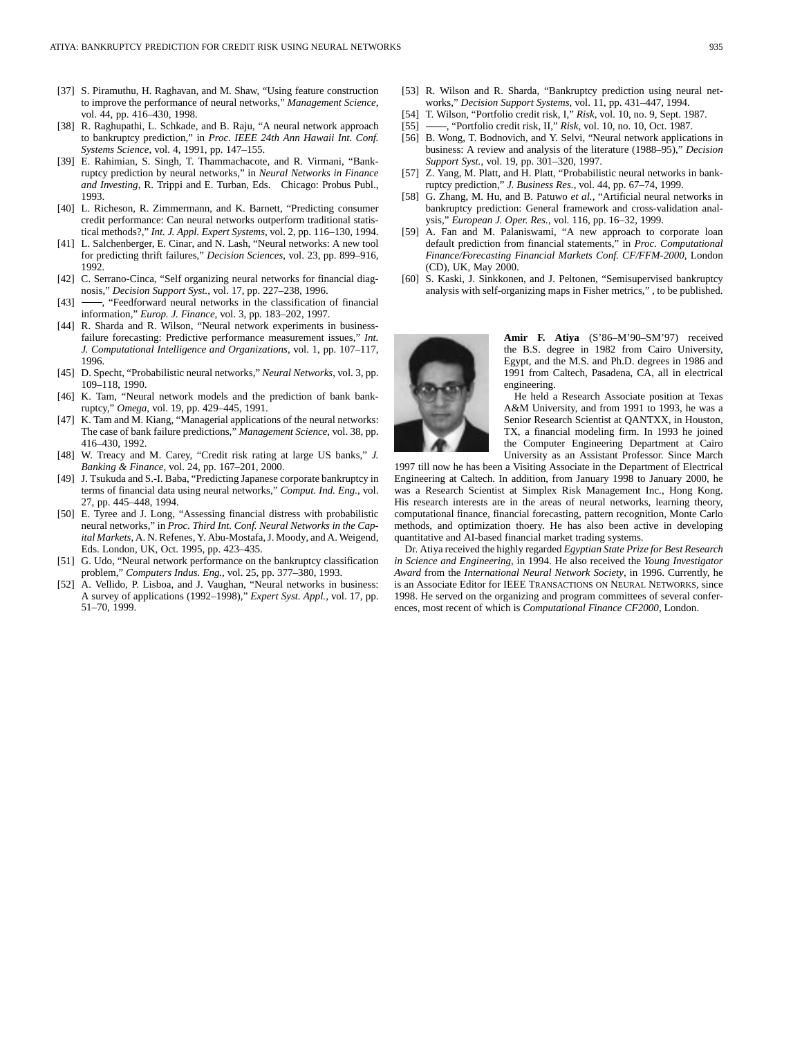[37] S. Piramuthu, H. Raghavan, and M. Shaw, "Using feature construction to improve the performance of neural networks," *Management Science*, vol. 44, pp. 416–430, 1998.

[38] R. Raghupathi, L. Schkade, and B. Raju, "A neural network approach to bankruptcy prediction," in *Proc. IEEE 24th Ann Hawaii Int. Conf. Systems Science*, vol. 4, 1991, pp. 147–155.

[39] E. Rahimian, S. Singh, T. Thammachacote, and R. Virmani, "Bankruptcy prediction by neural networks," in *Neural Networks in Finance and Investing*, R. Trippi and E. Turban, Eds. Chicago: Probus Publ., 1993.

[40] L. Richeson, R. Zimmermann, and K. Barnett, "Predicting consumer credit performance: Can neural networks outperform traditional statistical methods?," *Int. J. Appl. Expert Systems*, vol. 2, pp. 116–130, 1994.

[41] L. Salchenberger, E. Cinar, and N. Lash, "Neural networks: A new tool for predicting thrift failures," *Decision Sciences*, vol. 23, pp. 899–916, 1992.

[42] C. Serrano-Cinca, "Self organizing neural networks for financial diagnosis," *Decision Support Syst.*, vol. 17, pp. 227–238, 1996.

[43] ——, "Feedforward neural networks in the classification of financial information," *Europ. J. Finance*, vol. 3, pp. 183–202, 1997.

[44] R. Sharda and R. Wilson, "Neural network experiments in business-failure forecasting: Predictive performance measurement issues," *Int. J. Computational Intelligence and Organizations*, vol. 1, pp. 107–117, 1996.

[45] D. Specht, "Probabilistic neural networks," *Neural Networks*, vol. 3, pp. 109–118, 1990.

[46] K. Tam, "Neural network models and the prediction of bank bankruptcy," *Omega*, vol. 19, pp. 429–445, 1991.

[47] K. Tam and M. Kiang, "Managerial applications of the neural networks: The case of bank failure predictions," *Management Science*, vol. 38, pp. 416–430, 1992.

[48] W. Treacy and M. Carey, "Credit risk rating at large US banks," *J. Banking & Finance*, vol. 24, pp. 167–201, 2000.

[49] J. Tsukuda and S.-I. Baba, "Predicting Japanese corporate bankruptcy in terms of financial data using neural networks," *Comput. Ind. Eng.*, vol. 27, pp. 445–448, 1994.

[50] E. Tyree and J. Long, "Assessing financial distress with probabilistic neural networks," in *Proc. Third Int. Conf. Neural Networks in the Capital Markets*, A. N. Refenes, Y. Abu-Mostafa, J. Moody, and A. Weigend, Eds. London, UK, Oct. 1995, pp. 423–435.

[51] G. Udo, "Neural network performance on the bankruptcy classification problem," *Computers Indus. Eng.*, vol. 25, pp. 377–380, 1993.

[52] A. Vellido, P. Lisboa, and J. Vaughan, "Neural networks in business: A survey of applications (1992–1998)," *Expert Syst. Appl.*, vol. 17, pp. 51–70, 1999.

[53] R. Wilson and R. Sharda, "Bankruptcy prediction using neural networks," *Decision Support Systems*, vol. 11, pp. 431–447, 1994.

[54] T. Wilson, "Portfolio credit risk, I," *Risk*, vol. 10, no. 9, Sept. 1987.

[55] ——, "Portfolio credit risk, II," *Risk*, vol. 10, no. 10, Oct. 1987.

[56] B. Wong, T. Bodnovich, and Y. Selvi, "Neural network applications in business: A review and analysis of the literature (1988–95)," *Decision Support Syst.*, vol. 19, pp. 301–320, 1997.

[57] Z. Yang, M. Platt, and H. Platt, "Probabilistic neural networks in bankruptcy prediction," *J. Business Res.*, vol. 44, pp. 67–74, 1999.

[58] G. Zhang, M. Hu, and B. Patuwo *et al.*, "Artificial neural networks in bankruptcy prediction: General framework and cross-validation analysis," *European J. Oper. Res.*, vol. 116, pp. 16–32, 1999.

[59] A. Fan and M. Palaniswami, "A new approach to corporate loan default prediction from financial statements," in *Proc. Computational Finance/Forecasting Financial Markets Conf. CF/FFM-2000*, London (CD), UK, May 2000.

[60] S. Kaski, J. Sinkkonen, and J. Peltonen, "Semisupervised bankruptcy analysis with self-organizing maps in Fisher metrics," , to be published.

**Amir F. Atiya** (S'86–M'90–SM'97) received the B.S. degree in 1982 from Cairo University, Egypt, and the M.S. and Ph.D. degrees in 1986 and 1991 from Caltech, Pasadena, CA, all in electrical engineering.

He held a Research Associate position at Texas A&M University, and from 1991 to 1993, he was a Senior Research Scientist at QANTXX, in Houston, TX, a financial modeling firm. In 1993 he joined the Computer Engineering Department at Cairo University as an Assistant Professor. Since March 1997 till now he has been a Visiting Associate in the Department of Electrical Engineering at Caltech. In addition, from January 1998 to January 2000, he was a Research Scientist at Simplex Risk Management Inc., Hong Kong. His research interests are in the areas of neural networks, learning theory, computational finance, financial forecasting, pattern recognition, Monte Carlo methods, and optimization thoery. He has also been active in developing quantitative and AI-based financial market trading systems.

Dr. Atiya received the highly regarded *Egyptian State Prize for Best Research in Science and Engineering*, in 1994. He also received the *Young Investigator Award* from the *International Neural Network Society*, in 1996. Currently, he is an Associate Editor for IEEE TRANSACTIONS ON NEURAL NETWORKS, since 1998. He served on the organizing and program committees of several conferences, most recent of which is *Computational Finance CF2000*, London.